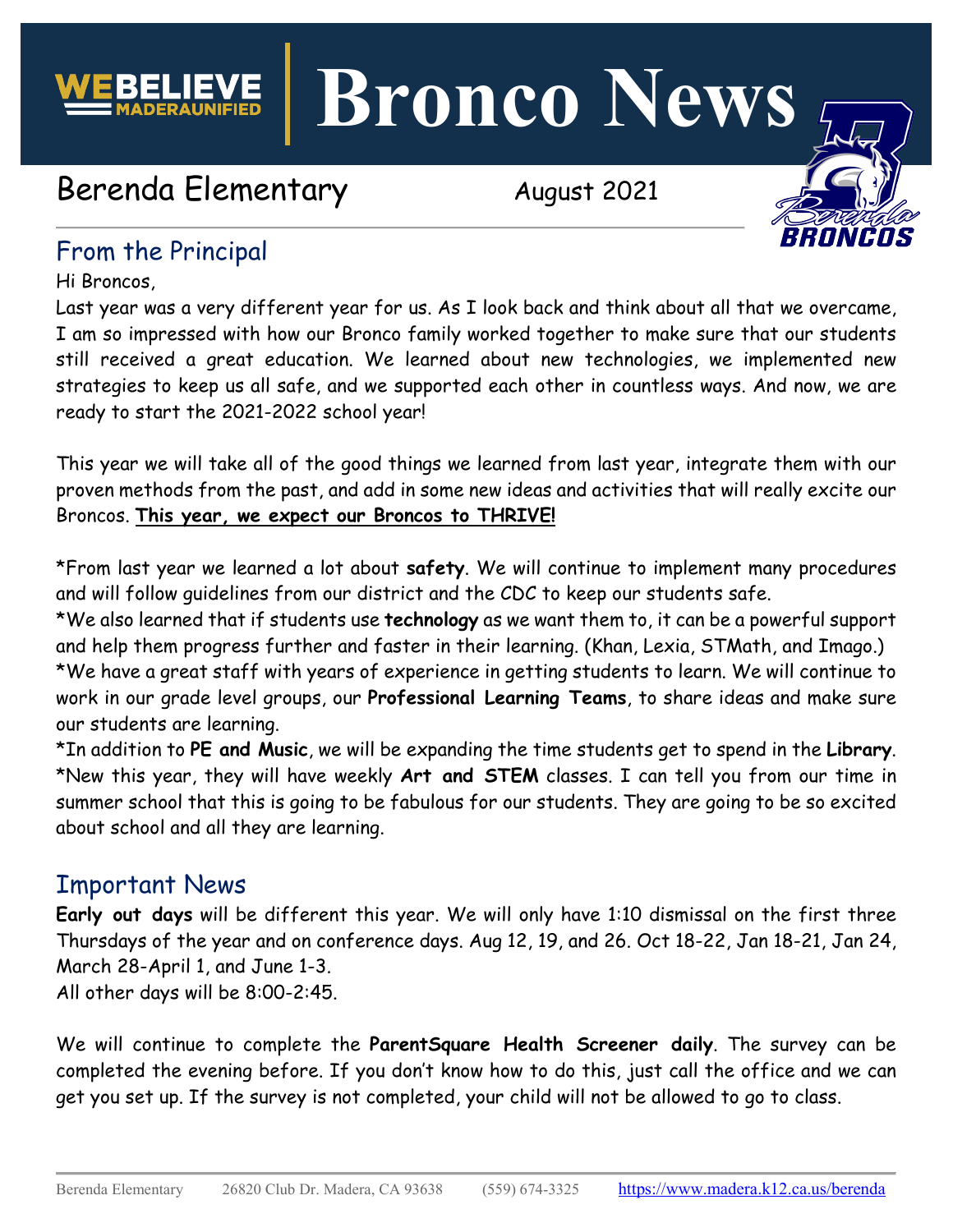# Bronco News

## Berenda Elementary

August 2021

## From the Principal

Hi Broncos,

Last year was a very different year for us. As I look back and think about all that we overcame, I am so impressed with how our Bronco family worked together to make sure that our students still received a great education. We learned about new technologies, we implemented new strategies to keep us all safe, and we supported each other in countless ways. And now, we are ready to start the 2021-2022 school year!

This year we will take all of the good things we learned from last year, integrate them with our proven methods from the past, and add in some new ideas and activities that will really excite our Broncos. **This year, we expect our Broncos to THRIVE!**

*From last year we learned a lot about **safety**. We will continue to implement many procedures and will follow guidelines from our district and the CDC to keep our students safe.

*We also learned that if students use **technology** as we want them to, it can be a powerful support and help them progress further and faster in their learning. (Khan, Lexia, STMath, and Imago.)

*We have a great staff with years of experience in getting students to learn. We will continue to work in our grade level groups, our **Professional Learning Teams**, to share ideas and make sure our students are learning.

*In addition to **PE and Music**, we will be expanding the time students get to spend in the **Library**.

*New this year, they will have weekly **Art and STEM** classes. I can tell you from our time in summer school that this is going to be fabulous for our students. They are going to be so excited about school and all they are learning.

## Important News

**Early out days** will be different this year. We will only have 1:10 dismissal on the first three Thursdays of the year and on conference days. Aug 12, 19, and 26. Oct 18-22, Jan 18-21, Jan 24, March 28-April 1, and June 1-3.
All other days will be 8:00-2:45.

We will continue to complete the **ParentSquare Health Screener daily**. The survey can be completed the evening before. If you don't know how to do this, just call the office and we can get you set up. If the survey is not completed, your child will not be allowed to go to class.

Berenda Elementary 26820 Club Dr. Madera, CA 93638 (559) 674-3325 https://www.madera.k12.ca.us/berenda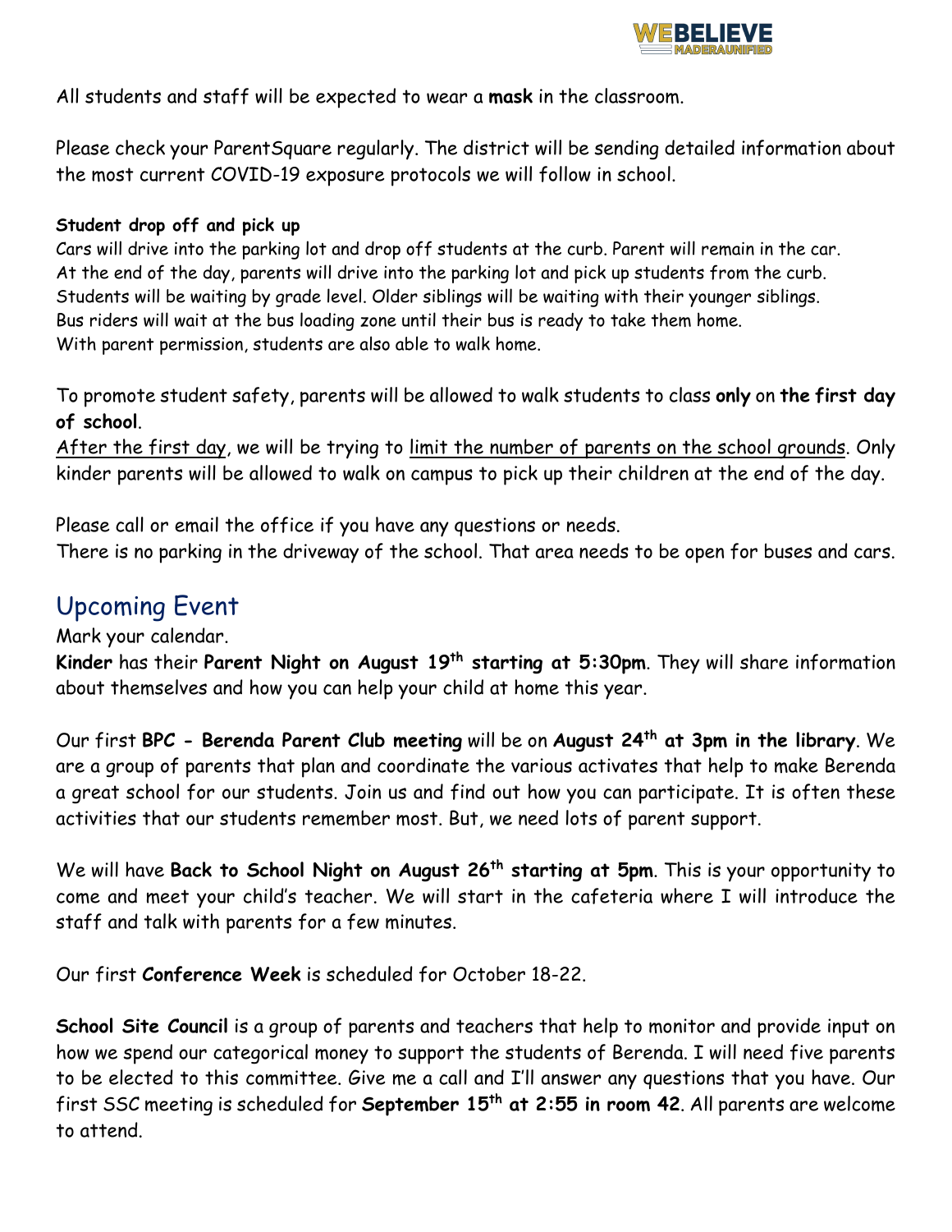All students and staff will be expected to wear a **mask** in the classroom.

Please check your ParentSquare regularly. The district will be sending detailed information about the most current COVID-19 exposure protocols we will follow in school.

**Student drop off and pick up**

Cars will drive into the parking lot and drop off students at the curb. Parent will remain in the car.
At the end of the day, parents will drive into the parking lot and pick up students from the curb.
Students will be waiting by grade level. Older siblings will be waiting with their younger siblings.
Bus riders will wait at the bus loading zone until their bus is ready to take them home.
With parent permission, students are also able to walk home.

To promote student safety, parents will be allowed to walk students to class **only** on **the first day of school**.

After the first day, we will be trying to limit the number of parents on the school grounds. Only kinder parents will be allowed to walk on campus to pick up their children at the end of the day.

Please call or email the office if you have any questions or needs.
There is no parking in the driveway of the school. That area needs to be open for buses and cars.

## Upcoming Event

Mark your calendar.

**Kinder** has their **Parent Night on August 19th starting at 5:30pm**. They will share information about themselves and how you can help your child at home this year.

Our first **BPC - Berenda Parent Club meeting** will be on **August 24th at 3pm in the library**. We are a group of parents that plan and coordinate the various activates that help to make Berenda a great school for our students. Join us and find out how you can participate. It is often these activities that our students remember most. But, we need lots of parent support.

We will have **Back to School Night on August 26th starting at 5pm**. This is your opportunity to come and meet your child's teacher. We will start in the cafeteria where I will introduce the staff and talk with parents for a few minutes.

Our first **Conference Week** is scheduled for October 18-22.

**School Site Council** is a group of parents and teachers that help to monitor and provide input on how we spend our categorical money to support the students of Berenda. I will need five parents to be elected to this committee. Give me a call and I'll answer any questions that you have. Our first SSC meeting is scheduled for **September 15th at 2:55 in room 42**. All parents are welcome to attend.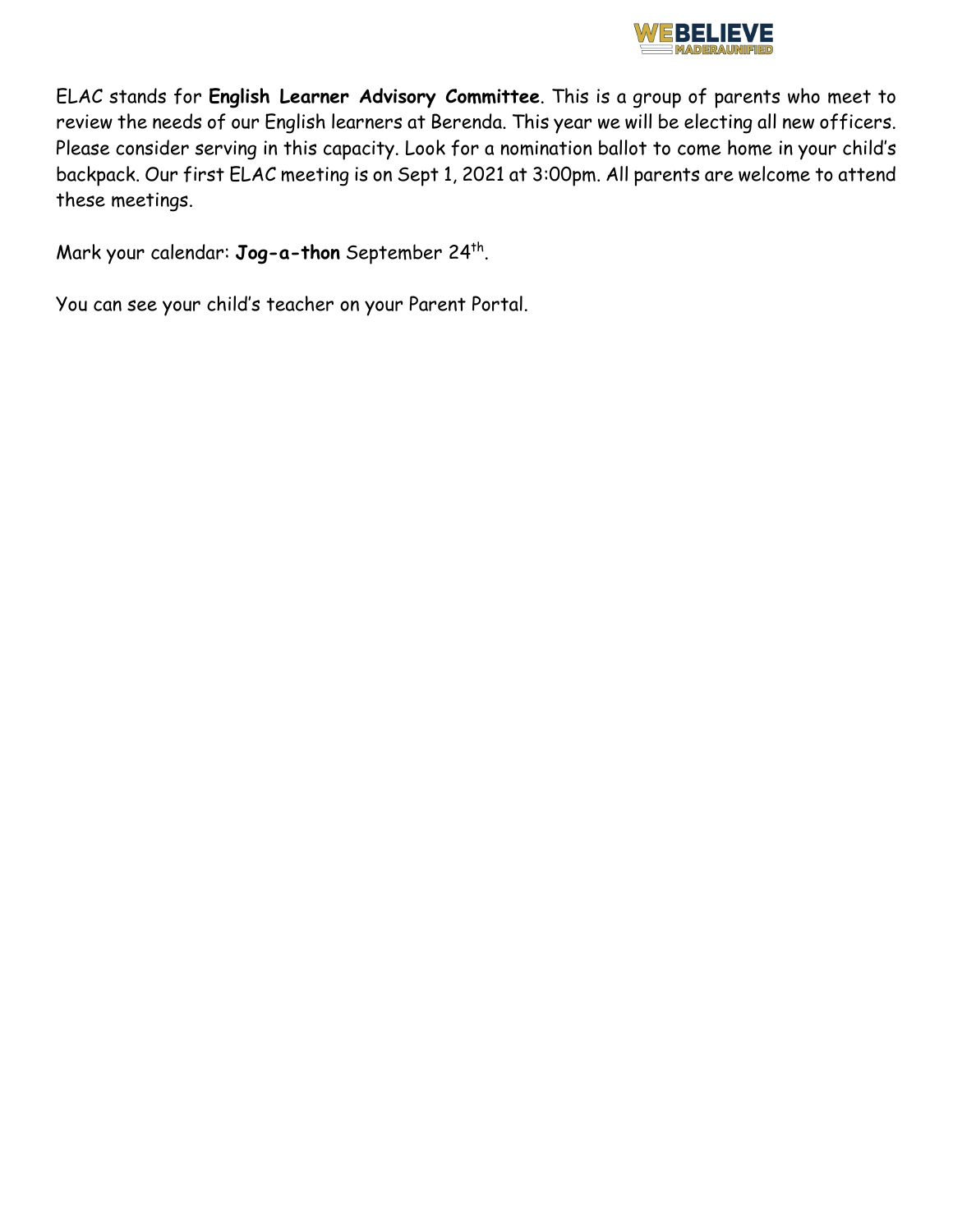ELAC stands for **English Learner Advisory Committee**. This is a group of parents who meet to review the needs of our English learners at Berenda. This year we will be electing all new officers. Please consider serving in this capacity. Look for a nomination ballot to come home in your child's backpack. Our first ELAC meeting is on Sept 1, 2021 at 3:00pm. All parents are welcome to attend these meetings.

Mark your calendar: **Jog-a-thon** September 24th.

You can see your child's teacher on your Parent Portal.